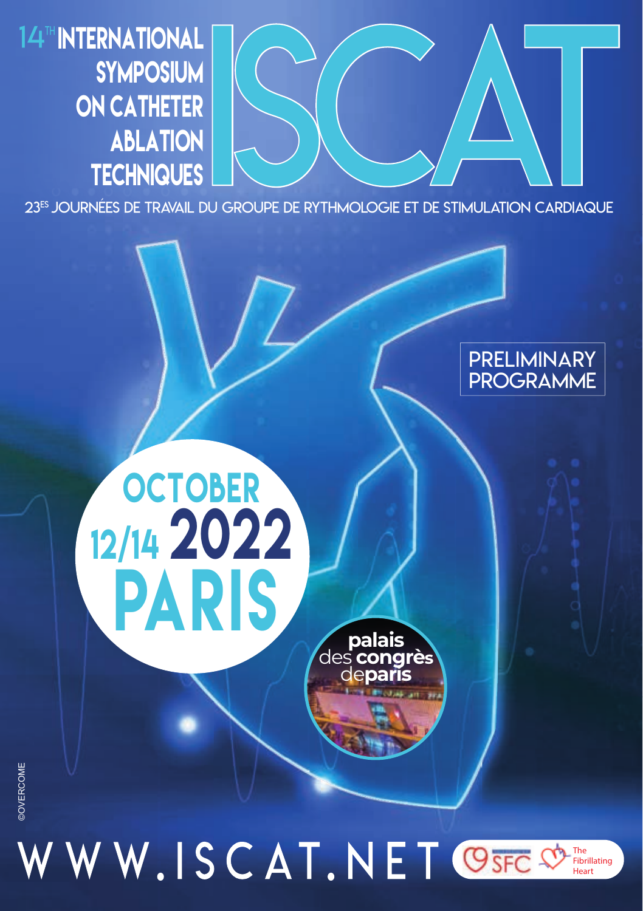# 14[TH] INTERNATIONAL SYMPOSIUM ON CATHETER ABLATION TECHNIQUES

# ISCAT

23[ES] JOURNÉES DE TRAVAIL DU GROUPE DE RYTHMOLOGIE ET DE STIMULATION CARDIAQUE

PRELIMINARY PROGRAMME

## OCTOBER 12/14 2022 PARIS

palais des congrès de paris

©OVERCOME

WWW.ISCAT.NET

SFC

The Fibrillating Heart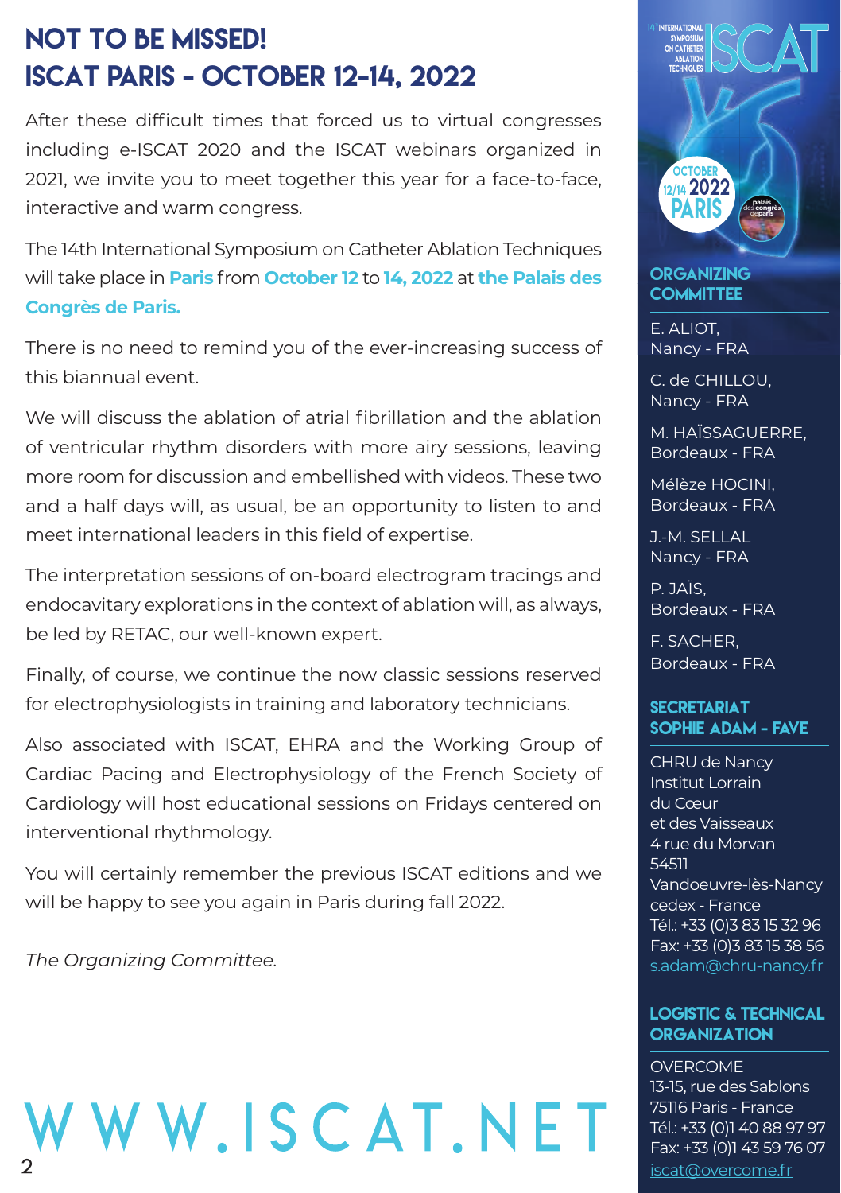# NOT TO BE MISSED!
# ISCAT PARIS - OCTOBER 12-14, 2022

After these difficult times that forced us to virtual congresses including e-ISCAT 2020 and the ISCAT webinars organized in 2021, we invite you to meet together this year for a face-to-face, interactive and warm congress.

The 14th International Symposium on Catheter Ablation Techniques will take place in **Paris** from **October 12** to **14, 2022** at **the Palais des Congrès de Paris.**

There is no need to remind you of the ever-increasing success of this biannual event.

We will discuss the ablation of atrial fibrillation and the ablation of ventricular rhythm disorders with more airy sessions, leaving more room for discussion and embellished with videos. These two and a half days will, as usual, be an opportunity to listen to and meet international leaders in this field of expertise.

The interpretation sessions of on-board electrogram tracings and endocavitary explorations in the context of ablation will, as always, be led by RETAC, our well-known expert.

Finally, of course, we continue the now classic sessions reserved for electrophysiologists in training and laboratory technicians.

Also associated with ISCAT, EHRA and the Working Group of Cardiac Pacing and Electrophysiology of the French Society of Cardiology will host educational sessions on Fridays centered on interventional rhythmology.

You will certainly remember the previous ISCAT editions and we will be happy to see you again in Paris during fall 2022.

*The Organizing Committee.*

# WWW.ISCAT.NET

14th International Symposium on Catheter Ablation Techniques — ISCAT

October 12/14 2022 Paris — palais des congrès de paris

## ORGANIZING COMMITTEE

E. ALIOT, Nancy - FRA

C. de CHILLOU, Nancy - FRA

M. HAÏSSAGUERRE, Bordeaux - FRA

Mélèze HOCINI, Bordeaux - FRA

J.-M. SELLAL Nancy - FRA

P. JAÏS, Bordeaux - FRA

F. SACHER, Bordeaux - FRA

## SECRETARIAT SOPHIE ADAM - FAVE

CHRU de Nancy
Institut Lorrain du Cœur et des Vaisseaux
4 rue du Morvan
54511 Vandoeuvre-lès-Nancy cedex - France
Tél.: +33 (0)3 83 15 32 96
Fax: +33 (0)3 83 15 38 56
s.adam@chru-nancy.fr

## LOGISTIC & TECHNICAL ORGANIZATION

OVERCOME
13-15, rue des Sablons
75116 Paris - France
Tél.: +33 (0)1 40 88 97 97
Fax: +33 (0)1 43 59 76 07
iscat@overcome.fr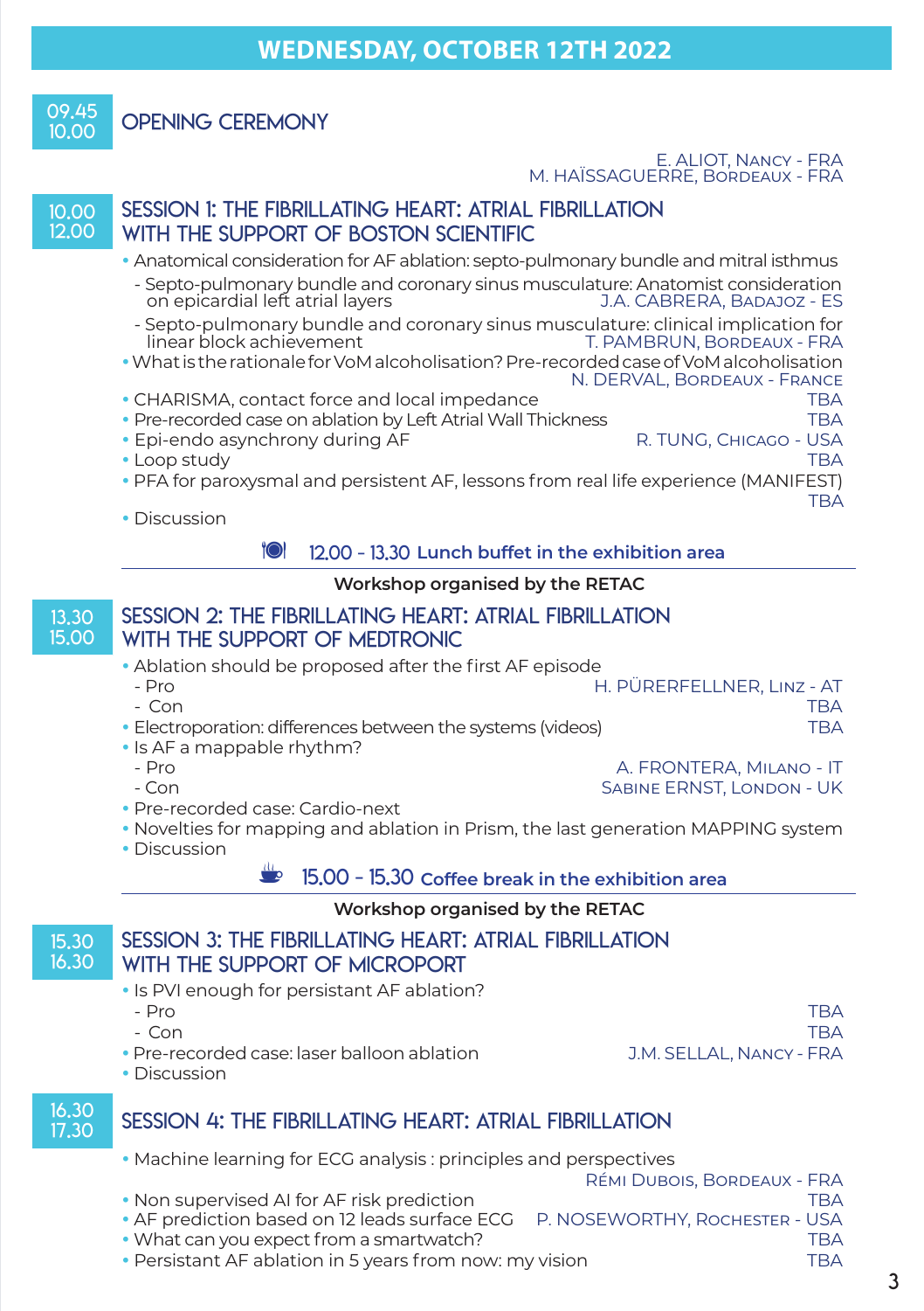# WEDNESDAY, OCTOBER 12TH 2022

## 09.45 – 10.00 OPENING CEREMONY

E. ALIOT, Nancy - FRA
M. HAÏSSAGUERRE, Bordeaux - FRA

## 10.00 – 12.00 SESSION 1: THE FIBRILLATING HEART: ATRIAL FIBRILLATION WITH THE SUPPORT OF BOSTON SCIENTIFIC

- Anatomical consideration for AF ablation: septo-pulmonary bundle and mitral isthmus
  - Septo-pulmonary bundle and coronary sinus musculature: Anatomist consideration on epicardial left atrial layers — J.A. CABRERA, Badajoz - ES
  - Septo-pulmonary bundle and coronary sinus musculature: clinical implication for linear block achievement — T. PAMBRUN, Bordeaux - FRA
- What is the rationale for VoM alcoholisation? Pre-recorded case of VoM alcoholisation — N. DERVAL, Bordeaux - France
- CHARISMA, contact force and local impedance — TBA
- Pre-recorded case on ablation by Left Atrial Wall Thickness — TBA
- Epi-endo asynchrony during AF — R. TUNG, Chicago - USA
- Loop study — TBA
- PFA for paroxysmal and persistent AF, lessons from real life experience (MANIFEST) — TBA
- Discussion

12.00 - 13.30 **Lunch buffet in the exhibition area**

**Workshop organised by the RETAC**

## 13.30 – 15.00 SESSION 2: THE FIBRILLATING HEART: ATRIAL FIBRILLATION WITH THE SUPPORT OF MEDTRONIC

- Ablation should be proposed after the first AF episode
  - Pro — H. PÜRERFELLNER, Linz - AT
  - Con — TBA
- Electroporation: differences between the systems (videos) — TBA
- Is AF a mappable rhythm?
  - Pro — A. FRONTERA, Milano - IT
  - Con — Sabine ERNST, London - UK
- Pre-recorded case: Cardio-next
- Novelties for mapping and ablation in Prism, the last generation MAPPING system
- Discussion

15.00 - 15.30 **Coffee break in the exhibition area**

**Workshop organised by the RETAC**

## 15.30 – 16.30 SESSION 3: THE FIBRILLATING HEART: ATRIAL FIBRILLATION WITH THE SUPPORT OF MICROPORT

- Is PVI enough for persistant AF ablation?
  - Pro — TBA
  - Con — TBA
- Pre-recorded case: laser balloon ablation — J.M. SELLAL, Nancy - FRA
- Discussion

## 16.30 – 17.30 SESSION 4: THE FIBRILLATING HEART: ATRIAL FIBRILLATION

- Machine learning for ECG analysis : principles and perspectives — Rémi Dubois, Bordeaux - FRA
- Non supervised AI for AF risk prediction — TBA
- AF prediction based on 12 leads surface ECG — P. NOSEWORTHY, Rochester - USA
- What can you expect from a smartwatch? — TBA
- Persistant AF ablation in 5 years from now: my vision — TBA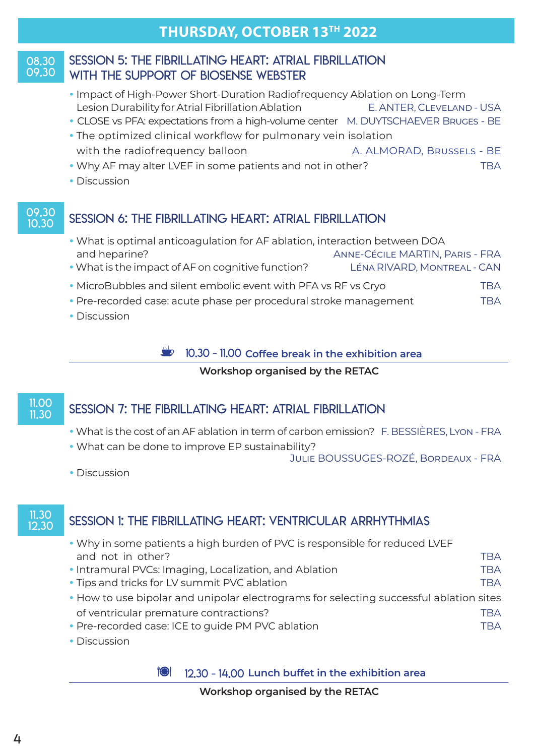# THURSDAY, OCTOBER 13TH 2022

## 08.30 – 09.30 SESSION 5: THE FIBRILLATING HEART: ATRIAL FIBRILLATION WITH THE SUPPORT OF BIOSENSE WEBSTER

- Impact of High-Power Short-Duration Radiofrequency Ablation on Long-Term Lesion Durability for Atrial Fibrillation Ablation — E. ANTER, Cleveland - USA
- CLOSE vs PFA: expectations from a high-volume center — M. DUYTSCHAEVER Bruges - BE
- The optimized clinical workflow for pulmonary vein isolation with the radiofrequency balloon — A. ALMORAD, Brussels - BE
- Why AF may alter LVEF in some patients and not in other? — TBA
- Discussion

## 09.30 – 10.30 SESSION 6: THE FIBRILLATING HEART: ATRIAL FIBRILLATION

- What is optimal anticoagulation for AF ablation, interaction between DOA and heparine? — Anne-Cécile MARTIN, Paris - FRA
- What is the impact of AF on cognitive function? — Léna RIVARD, Montreal - CAN
- MicroBubbles and silent embolic event with PFA vs RF vs Cryo — TBA
- Pre-recorded case: acute phase per procedural stroke management — TBA
- Discussion

**10.30 - 11.00 Coffee break in the exhibition area**

**Workshop organised by the RETAC**

## 11.00 – 11.30 SESSION 7: THE FIBRILLATING HEART: ATRIAL FIBRILLATION

- What is the cost of an AF ablation in term of carbon emission? — F. BESSIÈRES, Lyon - FRA
- What can be done to improve EP sustainability? — Julie BOUSSUGES-ROZÉ, Bordeaux - FRA
- Discussion

## 11.30 – 12.30 SESSION 1: THE FIBRILLATING HEART: VENTRICULAR ARRHYTHMIAS

- Why in some patients a high burden of PVC is responsible for reduced LVEF and not in other? — TBA
- Intramural PVCs: Imaging, Localization, and Ablation — TBA
- Tips and tricks for LV summit PVC ablation — TBA
- How to use bipolar and unipolar electrograms for selecting successful ablation sites of ventricular premature contractions? — TBA
- Pre-recorded case: ICE to guide PM PVC ablation — TBA
- Discussion

**12.30 - 14.00 Lunch buffet in the exhibition area**

**Workshop organised by the RETAC**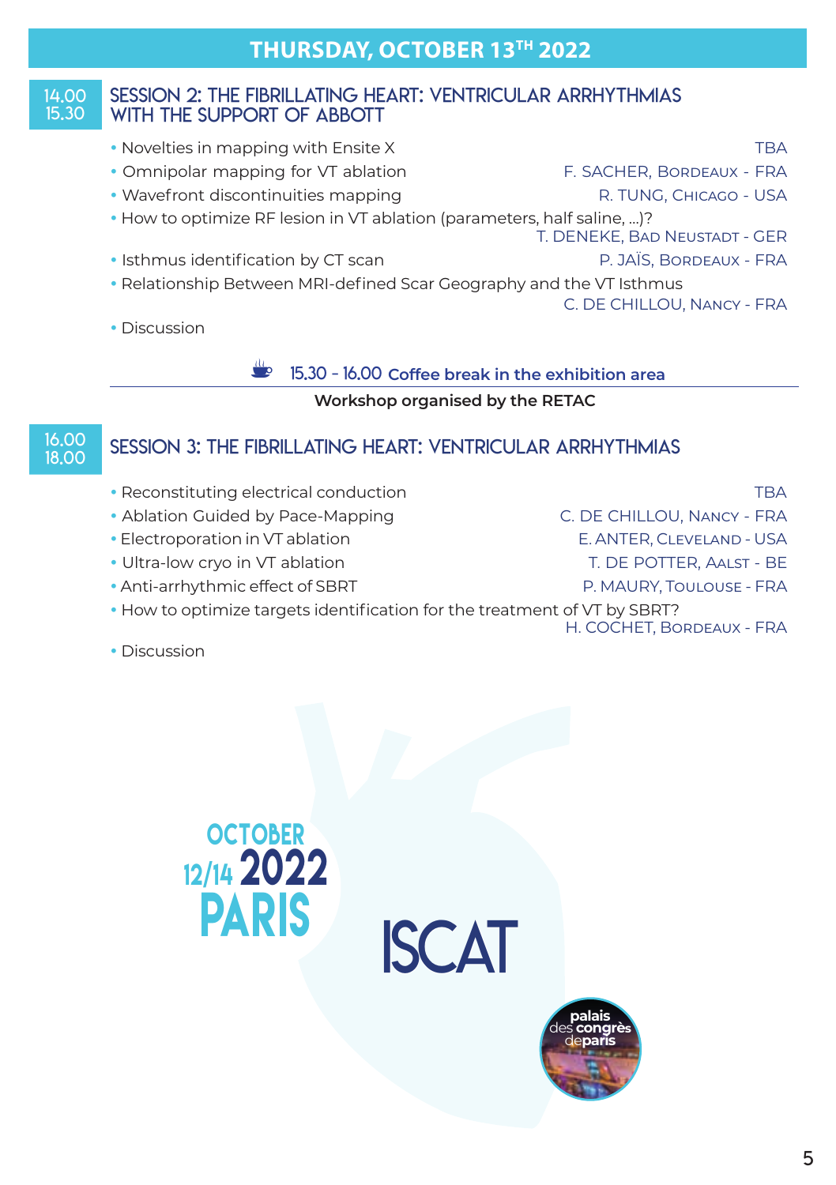# THURSDAY, OCTOBER 13TH 2022

## 14.00 – 15.30 SESSION 2: THE FIBRILLATING HEART: VENTRICULAR ARRHYTHMIAS WITH THE SUPPORT OF ABBOTT

- Novelties in mapping with Ensite X — TBA
- Omnipolar mapping for VT ablation — F. SACHER, Bordeaux - FRA
- Wavefront discontinuities mapping — R. TUNG, Chicago - USA
- How to optimize RF lesion in VT ablation (parameters, half saline, ...)? — T. DENEKE, Bad Neustadt - GER
- Isthmus identification by CT scan — P. JAÏS, Bordeaux - FRA
- Relationship Between MRI-defined Scar Geography and the VT Isthmus — C. DE CHILLOU, Nancy - FRA
- Discussion

**15.30 - 16.00 Coffee break in the exhibition area**

**Workshop organised by the RETAC**

## 16.00 – 18.00 SESSION 3: THE FIBRILLATING HEART: VENTRICULAR ARRHYTHMIAS

- Reconstituting electrical conduction — TBA
- Ablation Guided by Pace-Mapping — C. DE CHILLOU, Nancy - FRA
- Electroporation in VT ablation — E. ANTER, Cleveland - USA
- Ultra-low cryo in VT ablation — T. DE POTTER, Aalst - BE
- Anti-arrhythmic effect of SBRT — P. MAURY, Toulouse - FRA
- How to optimize targets identification for the treatment of VT by SBRT? — H. COCHET, Bordeaux - FRA
- Discussion

OCTOBER 12/14 2022 PARIS

ISCAT

palais des congrès de paris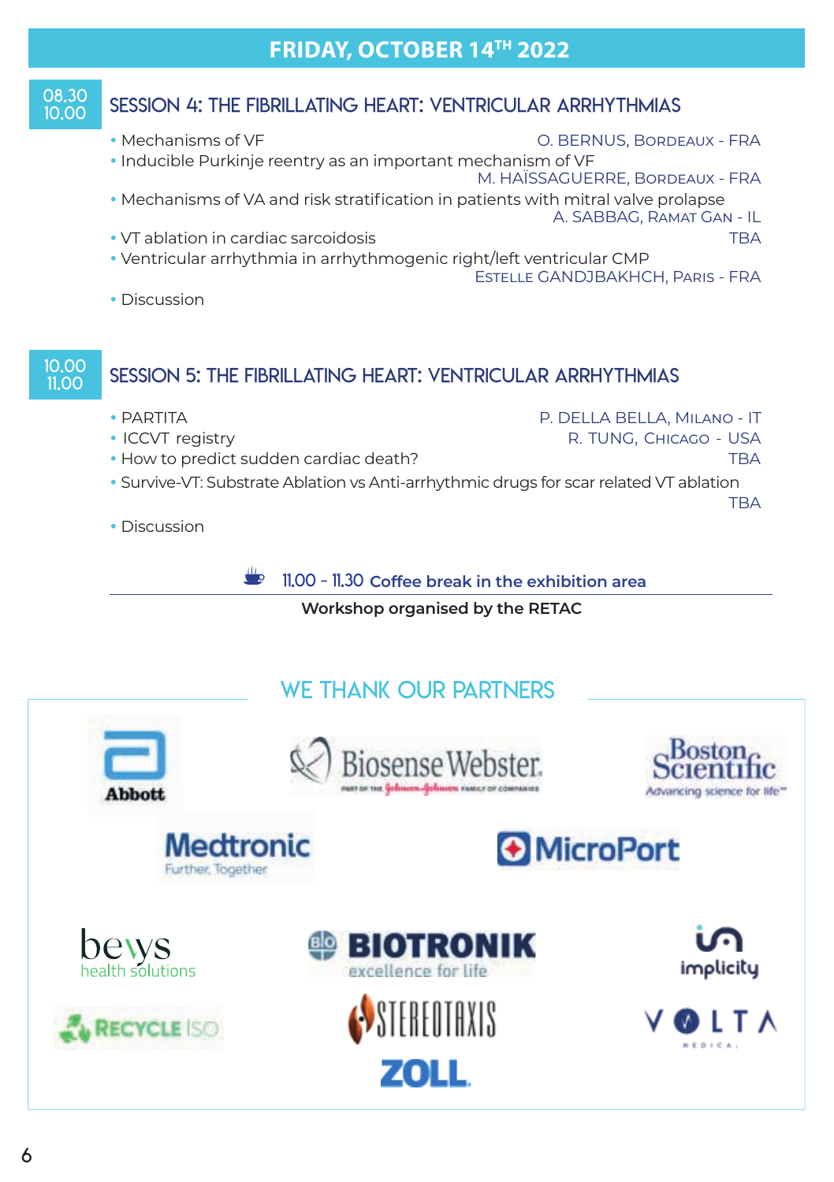# FRIDAY, OCTOBER 14TH 2022

## 08.30 – 10.00 SESSION 4: THE FIBRILLATING HEART: VENTRICULAR ARRHYTHMIAS

- Mechanisms of VF — O. BERNUS, BORDEAUX - FRA
- Inducible Purkinje reentry as an important mechanism of VF — M. HAÏSSAGUERRE, BORDEAUX - FRA
- Mechanisms of VA and risk stratification in patients with mitral valve prolapse — A. SABBAG, RAMAT GAN - IL
- VT ablation in cardiac sarcoidosis — TBA
- Ventricular arrhythmia in arrhythmogenic right/left ventricular CMP — ESTELLE GANDJBAKHCH, PARIS - FRA
- Discussion

## 10.00 – 11.00 SESSION 5: THE FIBRILLATING HEART: VENTRICULAR ARRHYTHMIAS

- PARTITA — P. DELLA BELLA, MILANO - IT
- ICCVT registry — R. TUNG, CHICAGO - USA
- How to predict sudden cardiac death? — TBA
- Survive-VT: Substrate Ablation vs Anti-arrhythmic drugs for scar related VT ablation — TBA
- Discussion

**11.00 - 11.30 Coffee break in the exhibition area**

**Workshop organised by the RETAC**

## WE THANK OUR PARTNERS

Abbott · Biosense Webster (part of the Johnson & Johnson family of companies) · Boston Scientific (Advancing science for life) · Medtronic (Further, Together) · MicroPort · bewys health solutions · BIOTRONIK (excellence for life) · implicity · RECYCLE ISO · STEREOTAXIS · VOLTA MEDICAL · ZOLL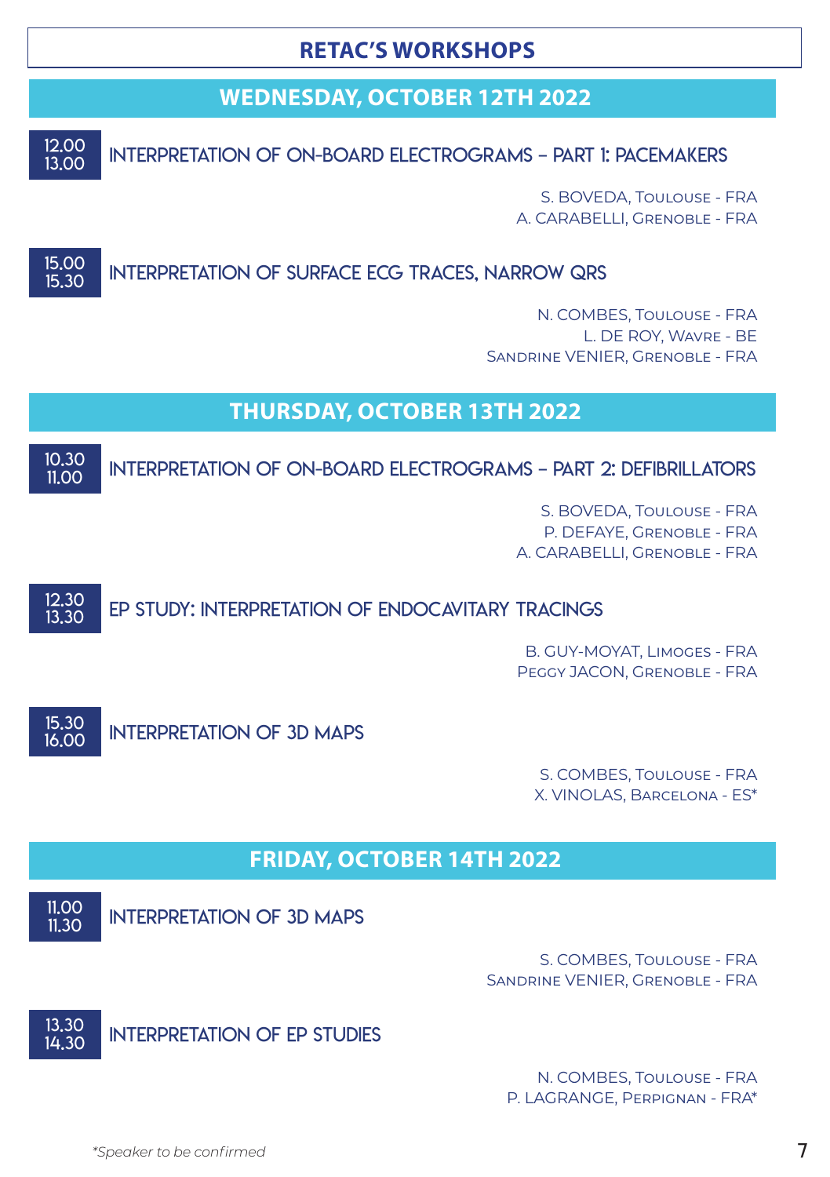# RETAC'S WORKSHOPS

## WEDNESDAY, OCTOBER 12TH 2022

**12.00 – 13.00** INTERPRETATION OF ON-BOARD ELECTROGRAMS – PART 1: PACEMAKERS

S. BOVEDA, Toulouse - FRA
A. CARABELLI, Grenoble - FRA

**15.00 – 15.30** INTERPRETATION OF SURFACE ECG TRACES, NARROW QRS

N. COMBES, Toulouse - FRA
L. DE ROY, Wavre - BE
Sandrine VENIER, Grenoble - FRA

## THURSDAY, OCTOBER 13TH 2022

**10.30 – 11.00** INTERPRETATION OF ON-BOARD ELECTROGRAMS – PART 2: DEFIBRILLATORS

S. BOVEDA, Toulouse - FRA
P. DEFAYE, Grenoble - FRA
A. CARABELLI, Grenoble - FRA

**12.30 – 13.30** EP STUDY: INTERPRETATION OF ENDOCAVITARY TRACINGS

B. GUY-MOYAT, Limoges - FRA
Peggy JACON, Grenoble - FRA

**15.30 – 16.00** INTERPRETATION OF 3D MAPS

S. COMBES, Toulouse - FRA
X. VINOLAS, Barcelona - ES*

## FRIDAY, OCTOBER 14TH 2022

**11.00 – 11.30** INTERPRETATION OF 3D MAPS

S. COMBES, Toulouse - FRA
Sandrine VENIER, Grenoble - FRA

**13.30 – 14.30** INTERPRETATION OF EP STUDIES

N. COMBES, Toulouse - FRA
P. LAGRANGE, Perpignan - FRA*

*\*Speaker to be confirmed*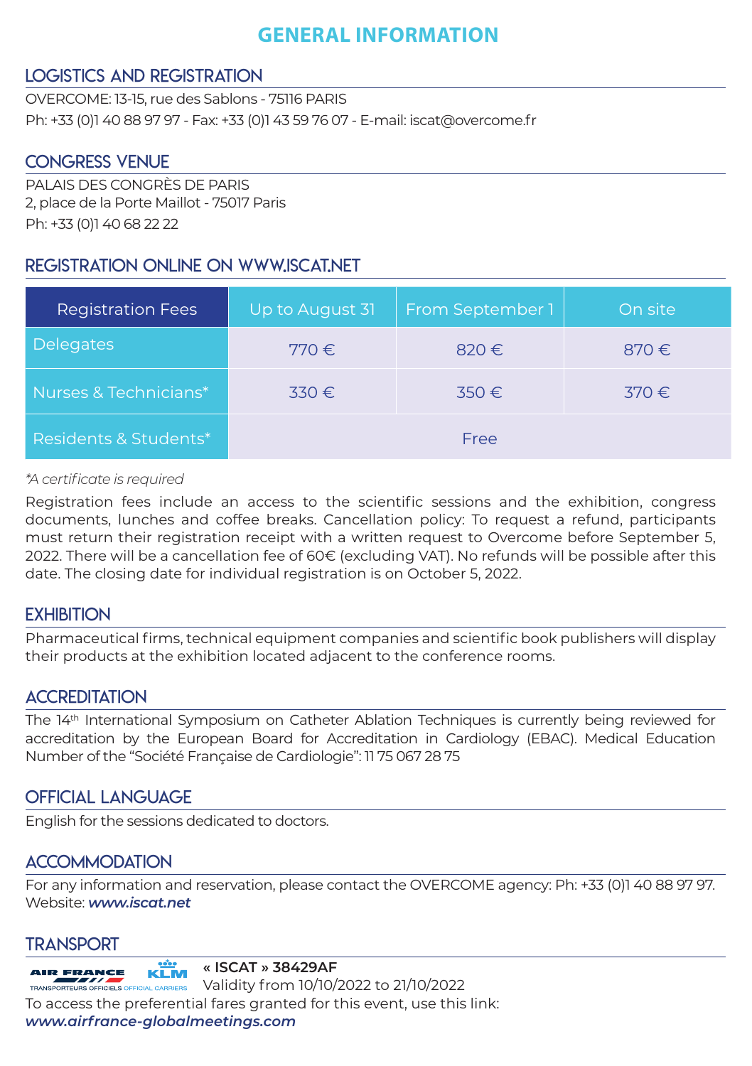# GENERAL INFORMATION

## LOGISTICS AND REGISTRATION

OVERCOME: 13-15, rue des Sablons - 75116 PARIS

Ph: +33 (0)1 40 88 97 97 - Fax: +33 (0)1 43 59 76 07 - E-mail: iscat@overcome.fr

## CONGRESS VENUE

PALAIS DES CONGRÈS DE PARIS

2, place de la Porte Maillot - 75017 Paris

Ph: +33 (0)1 40 68 22 22

## REGISTRATION ONLINE ON WWW.ISCAT.NET

| Registration Fees | Up to August 31 | From September 1 | On site |
|---|---|---|---|
| Delegates | 770 € | 820 € | 870 € |
| Nurses & Technicians* | 330 € | 350 € | 370 € |
| Residents & Students* | Free | | |

*\*A certificate is required*

Registration fees include an access to the scientific sessions and the exhibition, congress documents, lunches and coffee breaks. Cancellation policy: To request a refund, participants must return their registration receipt with a written request to Overcome before September 5, 2022. There will be a cancellation fee of 60€ (excluding VAT). No refunds will be possible after this date. The closing date for individual registration is on October 5, 2022.

## EXHIBITION

Pharmaceutical firms, technical equipment companies and scientific book publishers will display their products at the exhibition located adjacent to the conference rooms.

## ACCREDITATION

The 14th International Symposium on Catheter Ablation Techniques is currently being reviewed for accreditation by the European Board for Accreditation in Cardiology (EBAC). Medical Education Number of the "Société Française de Cardiologie": 11 75 067 28 75

## OFFICIAL LANGUAGE

English for the sessions dedicated to doctors.

## ACCOMMODATION

For any information and reservation, please contact the OVERCOME agency: Ph: +33 (0)1 40 88 97 97.
Website: ***www.iscat.net***

## TRANSPORT

AIR FRANCE KLM
TRANSPORTEURS OFFICIELS OFFICIAL CARRIERS

**« ISCAT » 38429AF**

Validity from 10/10/2022 to 21/10/2022

To access the preferential fares granted for this event, use this link:

***www.airfrance-globalmeetings.com***